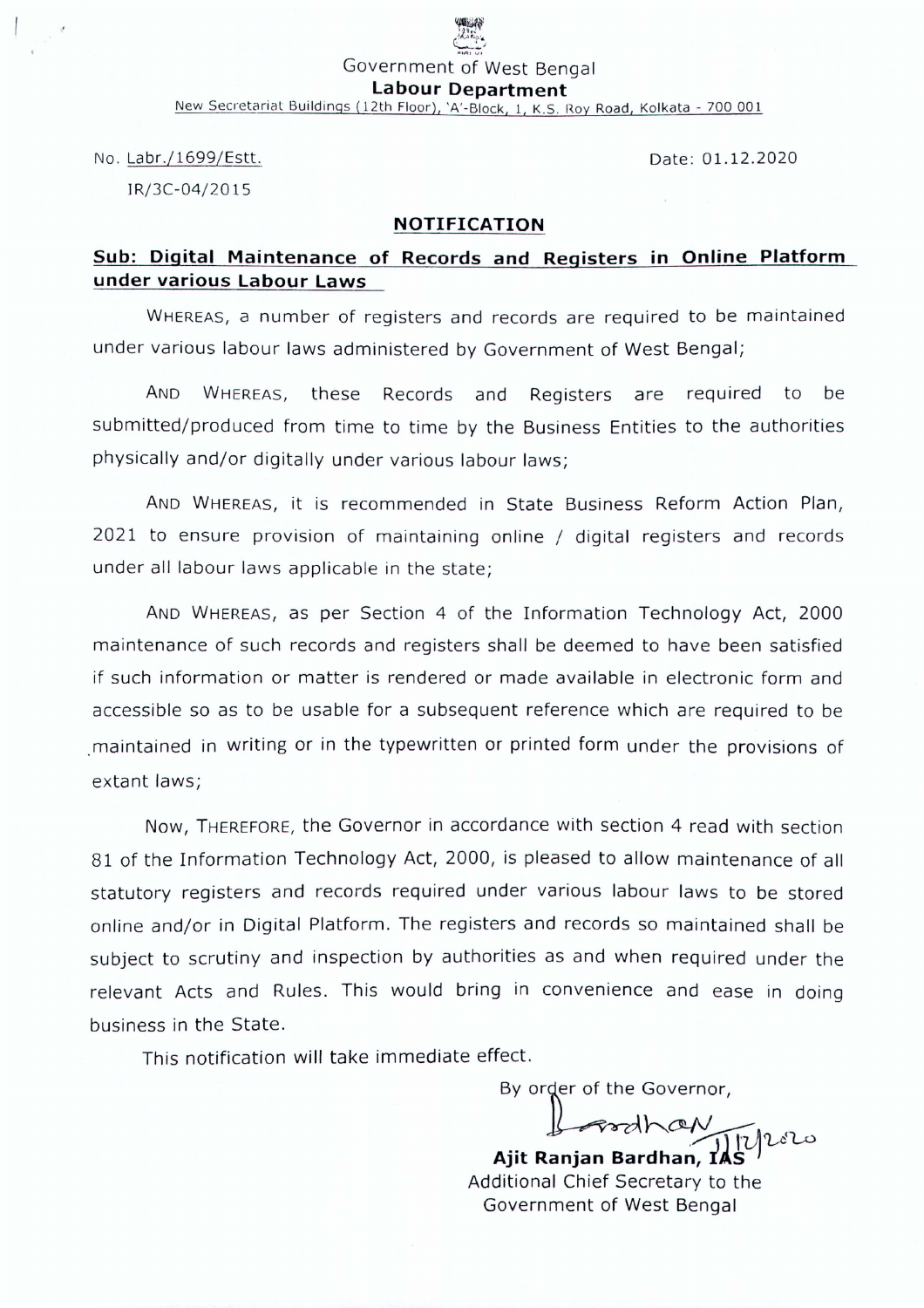Government of West Bengal

**Labour Department**

New Secretariat Buildings (12th Floor), 'A'-Block, 1, K.S. Roy Road, Kolkata - 700 001

No. Labr./1699/Estt.
IR/3C-04/2015

Date: 01.12.2020

## NOTIFICATION

**Sub: Digital Maintenance of Records and Registers in Online Platform under various Labour Laws**

WHEREAS, a number of registers and records are required to be maintained under various labour laws administered by Government of West Bengal;

AND WHEREAS, these Records and Registers are required to be submitted/produced from time to time by the Business Entities to the authorities physically and/or digitally under various labour laws;

AND WHEREAS, it is recommended in State Business Reform Action Plan, 2021 to ensure provision of maintaining online / digital registers and records under all labour laws applicable in the state;

AND WHEREAS, as per Section 4 of the Information Technology Act, 2000 maintenance of such records and registers shall be deemed to have been satisfied if such information or matter is rendered or made available in electronic form and accessible so as to be usable for a subsequent reference which are required to be maintained in writing or in the typewritten or printed form under the provisions of extant laws;

Now, THEREFORE, the Governor in accordance with section 4 read with section 81 of the Information Technology Act, 2000, is pleased to allow maintenance of all statutory registers and records required under various labour laws to be stored online and/or in Digital Platform. The registers and records so maintained shall be subject to scrutiny and inspection by authorities as and when required under the relevant Acts and Rules. This would bring in convenience and ease in doing business in the State.

This notification will take immediate effect.

By order of the Governor,

Bardhan 1/12/2020

**Ajit Ranjan Bardhan, IAS**
Additional Chief Secretary to the
Government of West Bengal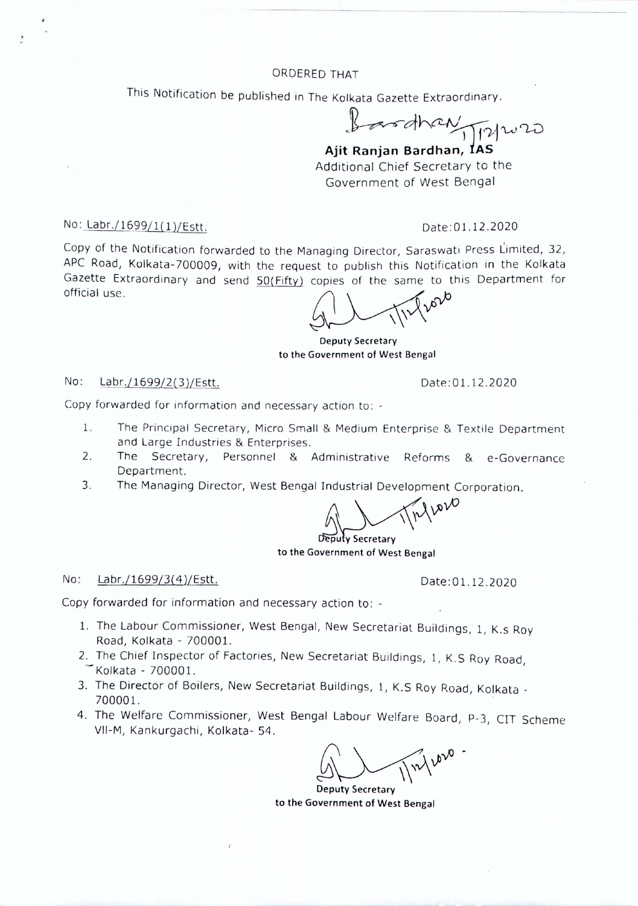ORDERED THAT

This Notification be published in The Kolkata Gazette Extraordinary.

Bardhan 1/12/2020

**Ajit Ranjan Bardhan, IAS**
Additional Chief Secretary to the
Government of West Bengal

No: Labr./1699/1(1)/Estt. Date:01.12.2020

Copy of the Notification forwarded to the Managing Director, Saraswati Press Limited, 32, APC Road, Kolkata-700009, with the request to publish this Notification in the Kolkata Gazette Extraordinary and send 50(Fifty) copies of the same to this Department for official use.

1/12/2020

**Deputy Secretary**
**to the Government of West Bengal**

No: Labr./1699/2(3)/Estt. Date:01.12.2020

Copy forwarded for information and necessary action to: -

1. The Principal Secretary, Micro Small & Medium Enterprise & Textile Department and Large Industries & Enterprises.
2. The Secretary, Personnel & Administrative Reforms & e-Governance Department.
3. The Managing Director, West Bengal Industrial Development Corporation.

1/12/2020

**Deputy Secretary**
**to the Government of West Bengal**

No: Labr./1699/3(4)/Estt. Date:01.12.2020

Copy forwarded for information and necessary action to: -

1. The Labour Commissioner, West Bengal, New Secretariat Buildings, 1, K.s Roy Road, Kolkata - 700001.
2. The Chief Inspector of Factories, New Secretariat Buildings, 1, K.S Roy Road, Kolkata - 700001.
3. The Director of Boilers, New Secretariat Buildings, 1, K.S Roy Road, Kolkata - 700001.
4. The Welfare Commissioner, West Bengal Labour Welfare Board, P-3, CIT Scheme VII-M, Kankurgachi, Kolkata- 54.

1/12/2020

**Deputy Secretary**
**to the Government of West Bengal**